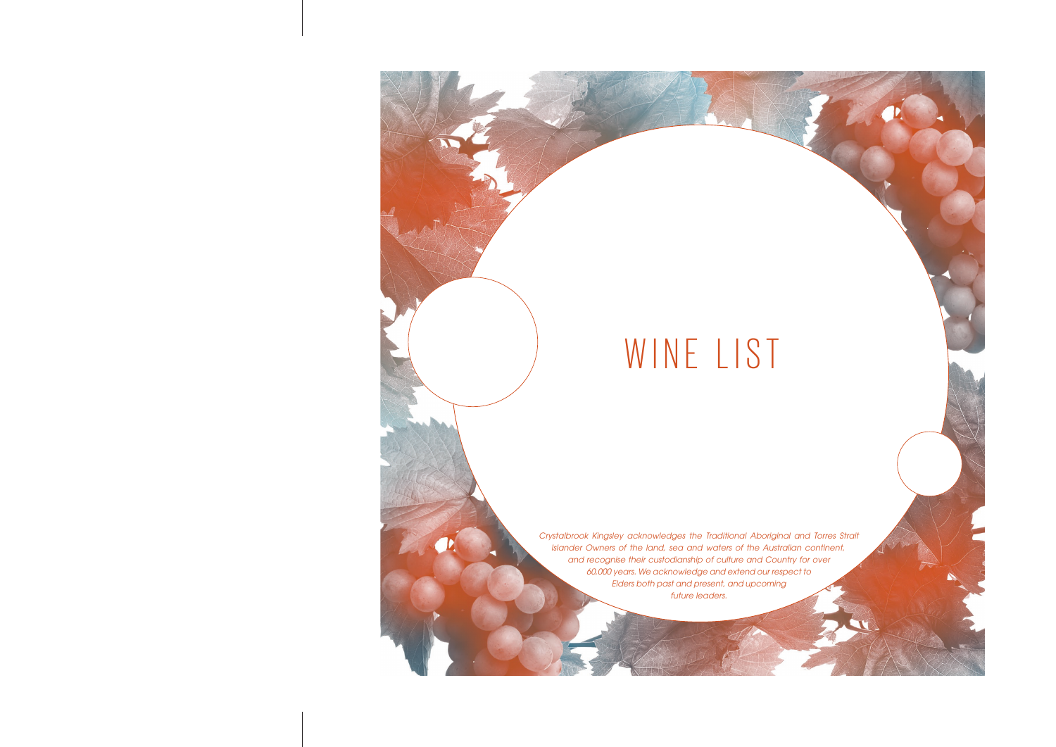# WINE LIST

*Crystalbrook Kingsley acknowledges the Traditional Aboriginal and Torres Strait Islander Owners of the land, sea and waters of the Australian continent, and recognise their custodianship of culture and Country for over 60,000 years. We acknowledge and extend our respect to Elders both past and present, and upcoming future leaders.*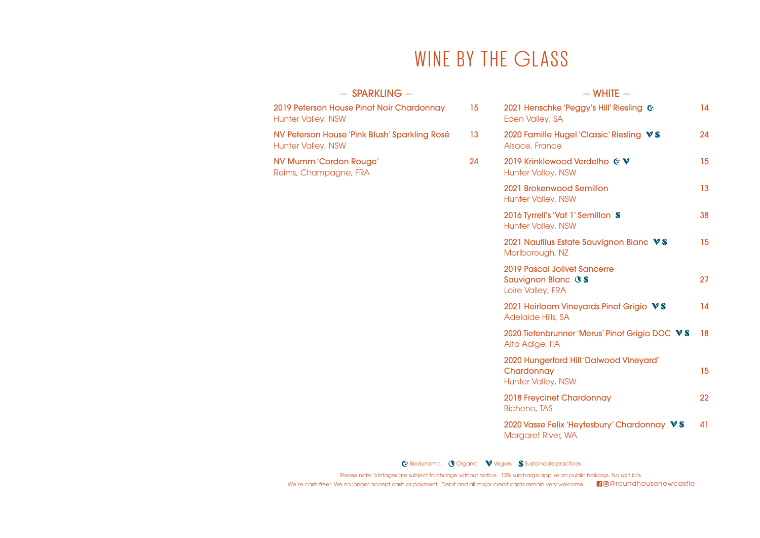# WINE BY THE GLASS

## — SPARKLING —

**2019 Peterson House Pinot Noir Chardonnay** 15
Hunter Valley, NSW

**NV Peterson House 'Pink Blush' Sparkling Rosé** 13
Hunter Valley, NSW

**NV Mumm 'Cordon Rouge'** 24
Reims, Champagne, FRA

## — WHITE —

**2021 Henschke 'Peggy's Hill' Riesling** (Biodynamic) 14
Eden Valley, SA

**2020 Famille Hugel 'Classic' Riesling** (Vegan, Sustainable practices) 24
Alsace, France

**2019 Krinklewood Verdelho** (Biodynamic, Vegan) 15
Hunter Valley, NSW

**2021 Brokenwood Semillon** 13
Hunter Valley, NSW

**2016 Tyrrell's 'Vat 1' Semillon** (Sustainable practices) 38
Hunter Valley, NSW

**2021 Nautilus Estate Sauvignon Blanc** (Vegan, Sustainable practices) 15
Marlborough, NZ

**2019 Pascal Jolivet Sancerre Sauvignon Blanc** (Organic, Sustainable practices) 27
Loire Valley, FRA

**2021 Heirloom Vineyards Pinot Grigio** (Vegan, Sustainable practices) 14
Adelaide Hills, SA

**2020 Tiefenbrunner 'Merus' Pinot Grigio DOC** (Vegan, Sustainable practices) 18
Alto Adige, ITA

**2020 Hungerford Hill 'Dalwood Vineyard' Chardonnay** 15
Hunter Valley, NSW

**2018 Freycinet Chardonnay** 22
Bicheno, TAS

**2020 Vasse Felix 'Heytesbury' Chardonnay** (Vegan, Sustainable practices) 41
Margaret River, WA

Biodynamic | Organic | Vegan | Sustainable practices

Please note: Vintages are subject to change without notice. 15% surcharge applies on public holidays. No split bills.
We're cash-free! We no longer accept cash as payment. Debit and all major credit cards remain very welcome. @roundhousenewcastle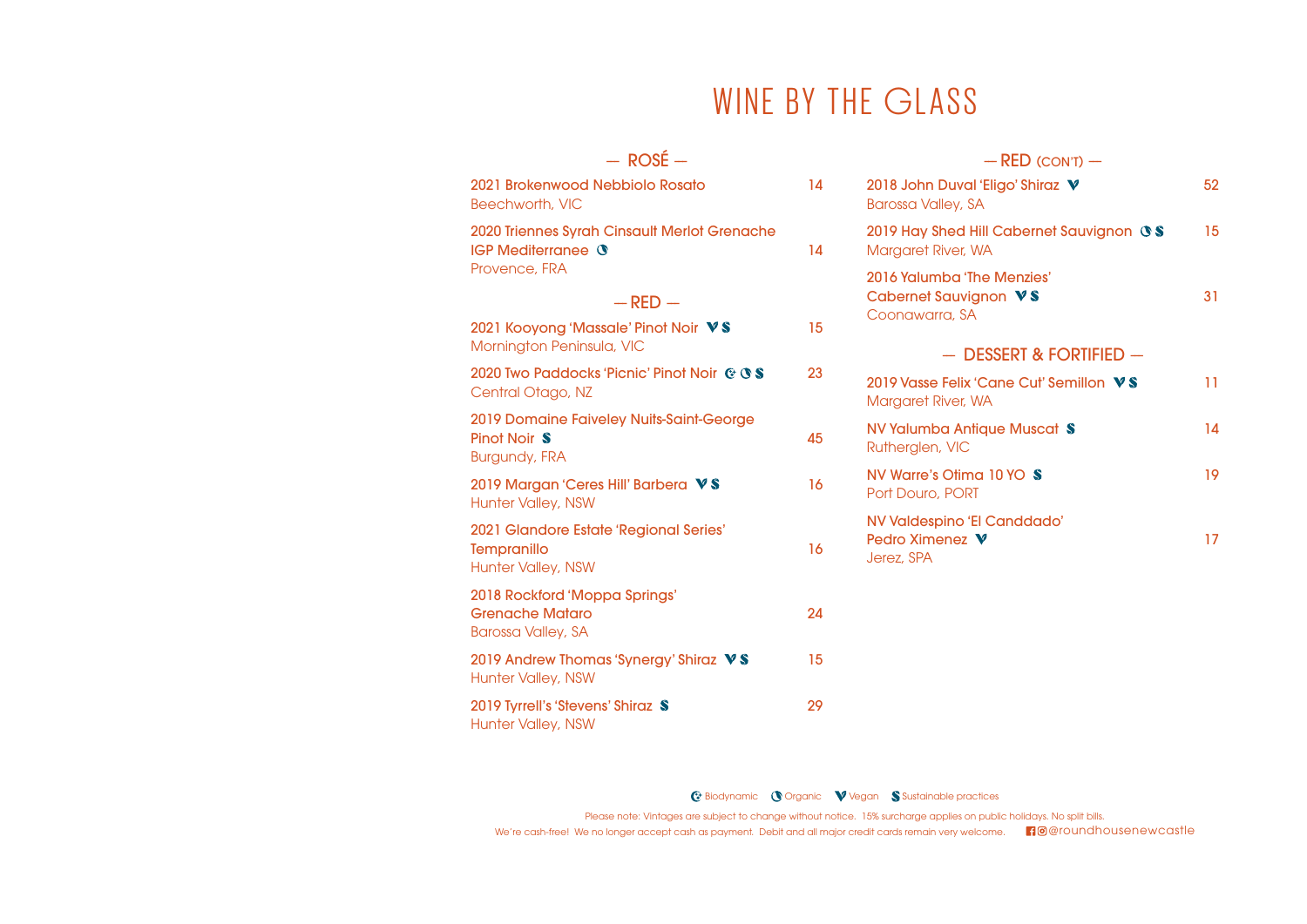# WINE BY THE GLASS

## — ROSÉ —

**2021 Brokenwood Nebbiolo Rosato** 14
Beechworth, VIC

**2020 Triennes Syrah Cinsault Merlot Grenache IGP Mediterranee** (Organic) 14
Provence, FRA

## — RED —

**2021 Kooyong 'Massale' Pinot Noir** (Vegan, Sustainable practices) 15
Mornington Peninsula, VIC

**2020 Two Paddocks 'Picnic' Pinot Noir** (Biodynamic, Organic, Sustainable practices) 23
Central Otago, NZ

**2019 Domaine Faiveley Nuits-Saint-George Pinot Noir** (Sustainable practices) 45
Burgundy, FRA

**2019 Margan 'Ceres Hill' Barbera** (Vegan, Sustainable practices) 16
Hunter Valley, NSW

**2021 Glandore Estate 'Regional Series' Tempranillo** 16
Hunter Valley, NSW

**2018 Rockford 'Moppa Springs' Grenache Mataro** 24
Barossa Valley, SA

**2019 Andrew Thomas 'Synergy' Shiraz** (Vegan, Sustainable practices) 15
Hunter Valley, NSW

**2019 Tyrrell's 'Stevens' Shiraz** (Sustainable practices) 29
Hunter Valley, NSW

## — RED (CON'T) —

**2018 John Duval 'Eligo' Shiraz** (Vegan) 52
Barossa Valley, SA

**2019 Hay Shed Hill Cabernet Sauvignon** (Organic, Sustainable practices) 15
Margaret River, WA

**2016 Yalumba 'The Menzies' Cabernet Sauvignon** (Vegan, Sustainable practices) 31
Coonawarra, SA

## — DESSERT & FORTIFIED —

**2019 Vasse Felix 'Cane Cut' Semillon** (Vegan, Sustainable practices) 11
Margaret River, WA

**NV Yalumba Antique Muscat** (Sustainable practices) 14
Rutherglen, VIC

**NV Warre's Otima 10 YO** (Sustainable practices) 19
Port Douro, PORT

**NV Valdespino 'El Canddado' Pedro Ximenez** (Vegan) 17
Jerez, SPA

Biodynamic | Organic | Vegan | Sustainable practices

Please note: Vintages are subject to change without notice. 15% surcharge applies on public holidays. No split bills.

We're cash-free! We no longer accept cash as payment. Debit and all major credit cards remain very welcome. @roundhousenewcastle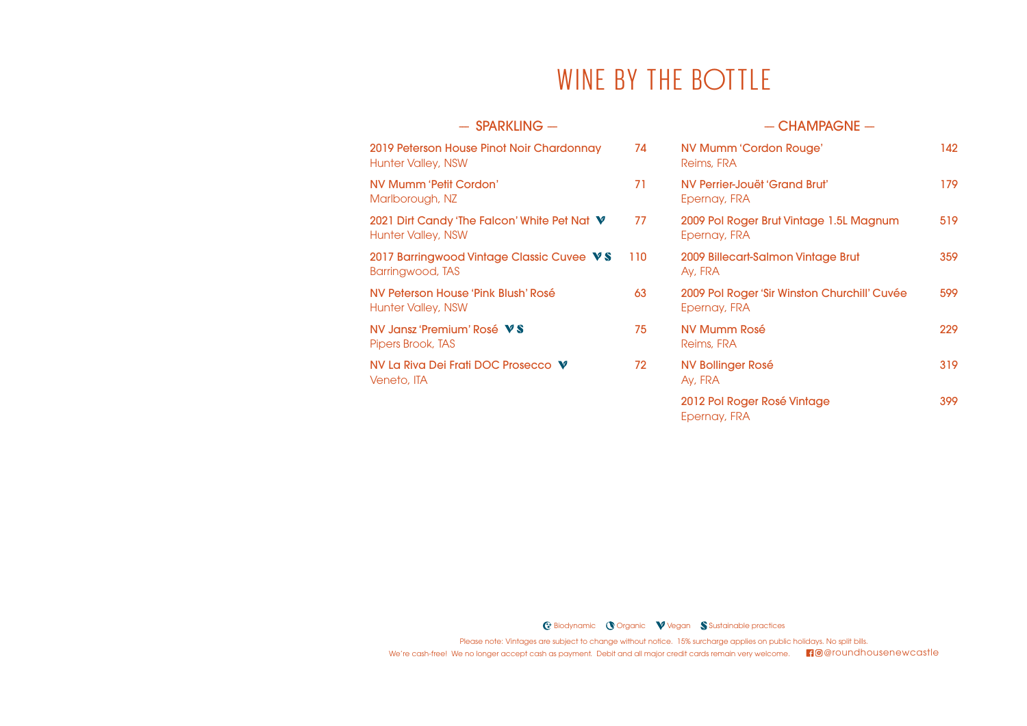# WINE BY THE BOTTLE

## — SPARKLING —

**2019 Peterson House Pinot Noir Chardonnay** — 74
Hunter Valley, NSW

**NV Mumm 'Petit Cordon'** — 71
Marlborough, NZ

**2021 Dirt Candy 'The Falcon' White Pet Nat** V — 77
Hunter Valley, NSW

**2017 Barringwood Vintage Classic Cuvee** V S — 110
Barringwood, TAS

**NV Peterson House 'Pink Blush' Rosé** — 63
Hunter Valley, NSW

**NV Jansz 'Premium' Rosé** V S — 75
Pipers Brook, TAS

**NV La Riva Dei Frati DOC Prosecco** V — 72
Veneto, ITA

## — CHAMPAGNE —

**NV Mumm 'Cordon Rouge'** — 142
Reims, FRA

**NV Perrier-Jouët 'Grand Brut'** — 179
Epernay, FRA

**2009 Pol Roger Brut Vintage 1.5L Magnum** — 519
Epernay, FRA

**2009 Billecart-Salmon Vintage Brut** — 359
Ay, FRA

**2009 Pol Roger 'Sir Winston Churchill' Cuvée** — 599
Epernay, FRA

**NV Mumm Rosé** — 229
Reims, FRA

**NV Bollinger Rosé** — 319
Ay, FRA

**2012 Pol Roger Rosé Vintage** — 399
Epernay, FRA

Biodynamic | Organic | V Vegan | S Sustainable practices

Please note: Vintages are subject to change without notice. 15% surcharge applies on public holidays. No split bills.
We're cash-free! We no longer accept cash as payment. Debit and all major credit cards remain very welcome. @roundhousenewcastle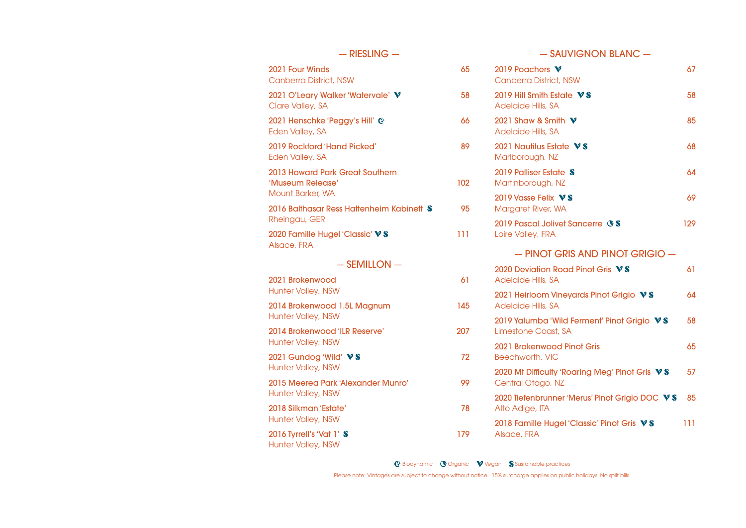## — RIESLING —

2021 Four Winds — 65
Canberra District, NSW

2021 O'Leary Walker 'Watervale' V — 58
Clare Valley, SA

2021 Henschke 'Peggy's Hill' (Biodynamic) — 66
Eden Valley, SA

2019 Rockford 'Hand Picked' — 89
Eden Valley, SA

2013 Howard Park Great Southern 'Museum Release' — 102
Mount Barker, WA

2016 Balthasar Ress Hattenheim Kabinett S — 95
Rheingau, GER

2020 Famille Hugel 'Classic' V S — 111
Alsace, FRA

## — SEMILLON —

2021 Brokenwood — 61
Hunter Valley, NSW

2014 Brokenwood 1.5L Magnum — 145
Hunter Valley, NSW

2014 Brokenwood 'ILR Reserve' — 207
Hunter Valley, NSW

2021 Gundog 'Wild' V S — 72
Hunter Valley, NSW

2015 Meerea Park 'Alexander Munro' — 99
Hunter Valley, NSW

2018 Silkman 'Estate' — 78
Hunter Valley, NSW

2016 Tyrrell's 'Vat 1' S — 179
Hunter Valley, NSW

## — SAUVIGNON BLANC —

2019 Poachers V — 67
Canberra District, NSW

2019 Hill Smith Estate V S — 58
Adelaide Hills, SA

2021 Shaw & Smith V — 85
Adelaide Hills, SA

2021 Nautilus Estate V S — 68
Marlborough, NZ

2019 Palliser Estate S — 64
Martinborough, NZ

2019 Vasse Felix V S — 69
Margaret River, WA

2019 Pascal Jolivet Sancerre (Organic) S — 129
Loire Valley, FRA

## — PINOT GRIS AND PINOT GRIGIO —

2020 Deviation Road Pinot Gris V S — 61
Adelaide Hills, SA

2021 Heirloom Vineyards Pinot Grigio V S — 64
Adelaide Hills, SA

2019 Yalumba 'Wild Ferment' Pinot Grigio V S — 58
Limestone Coast, SA

2021 Brokenwood Pinot Gris — 65
Beechworth, VIC

2020 Mt Difficulty 'Roaring Meg' Pinot Gris V S — 57
Central Otago, NZ

2020 Tiefenbrunner 'Merus' Pinot Grigio DOC V S — 85
Alto Adige, ITA

2018 Famille Hugel 'Classic' Pinot Gris V S — 111
Alsace, FRA

Biodynamic · Organic · V Vegan · S Sustainable practices

Please note: Vintages are subject to change without notice. 15% surcharge applies on public holidays. No split bills.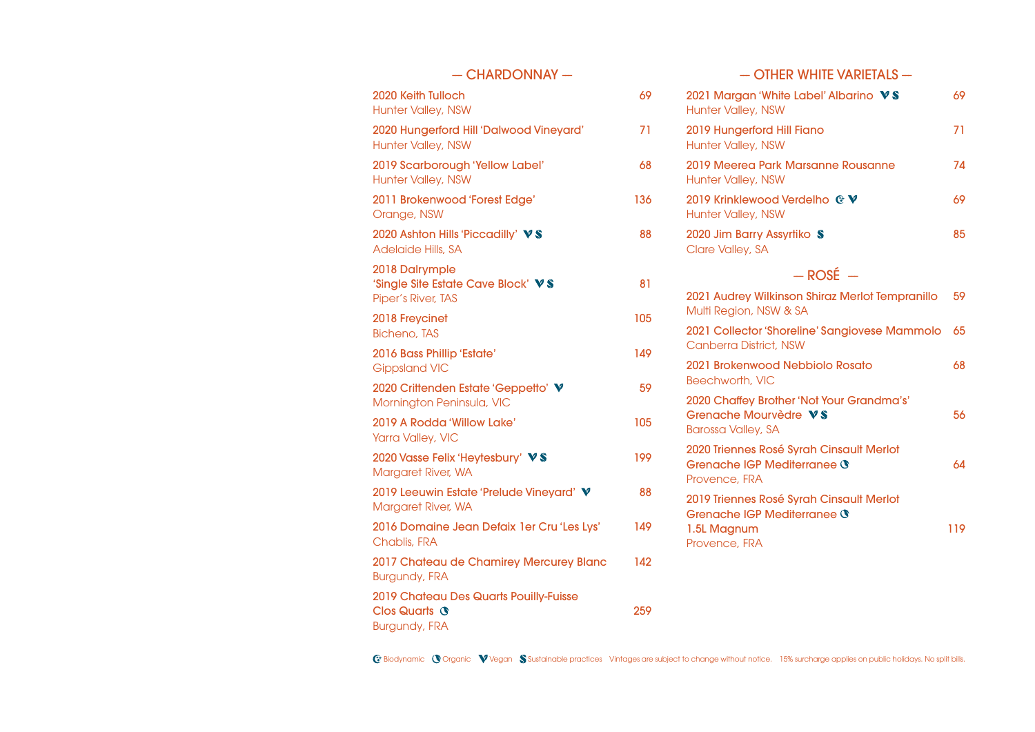## — CHARDONNAY —

**2020 Keith Tulloch** — 69
Hunter Valley, NSW

**2020 Hungerford Hill 'Dalwood Vineyard'** — 71
Hunter Valley, NSW

**2019 Scarborough 'Yellow Label'** — 68
Hunter Valley, NSW

**2011 Brokenwood 'Forest Edge'** — 136
Orange, NSW

**2020 Ashton Hills 'Piccadilly'** V S — 88
Adelaide Hills, SA

**2018 Dalrymple 'Single Site Estate Cave Block'** V S — 81
Piper's River, TAS

**2018 Freycinet** — 105
Bicheno, TAS

**2016 Bass Phillip 'Estate'** — 149
Gippsland VIC

**2020 Crittenden Estate 'Geppetto'** V — 59
Mornington Peninsula, VIC

**2019 A Rodda 'Willow Lake'** — 105
Yarra Valley, VIC

**2020 Vasse Felix 'Heytesbury'** V S — 199
Margaret River, WA

**2019 Leeuwin Estate 'Prelude Vineyard'** V — 88
Margaret River, WA

**2016 Domaine Jean Defaix 1er Cru 'Les Lys'** — 149
Chablis, FRA

**2017 Chateau de Chamirey Mercurey Blanc** — 142
Burgundy, FRA

**2019 Chateau Des Quarts Pouilly-Fuisse Clos Quarts** (Organic) — 259
Burgundy, FRA

## — OTHER WHITE VARIETALS —

**2021 Margan 'White Label' Albarino** V S — 69
Hunter Valley, NSW

**2019 Hungerford Hill Fiano** — 71
Hunter Valley, NSW

**2019 Meerea Park Marsanne Rousanne** — 74
Hunter Valley, NSW

**2019 Krinklewood Verdelho** (Biodynamic) V — 69
Hunter Valley, NSW

**2020 Jim Barry Assyrtiko** S — 85
Clare Valley, SA

## — ROSÉ —

**2021 Audrey Wilkinson Shiraz Merlot Tempranillo** — 59
Multi Region, NSW & SA

**2021 Collector 'Shoreline' Sangiovese Mammolo** — 65
Canberra District, NSW

**2021 Brokenwood Nebbiolo Rosato** — 68
Beechworth, VIC

**2020 Chaffey Brother 'Not Your Grandma's' Grenache Mourvèdre** V S — 56
Barossa Valley, SA

**2020 Triennes Rosé Syrah Cinsault Merlot Grenache IGP Mediterranee** (Organic) — 64
Provence, FRA

**2019 Triennes Rosé Syrah Cinsault Merlot Grenache IGP Mediterranee** (Organic) **1.5L Magnum** — 119
Provence, FRA

(Biodynamic) Biodynamic (Organic) Organic V Vegan S Sustainable practices Vintages are subject to change without notice. 15% surcharge applies on public holidays. No split bills.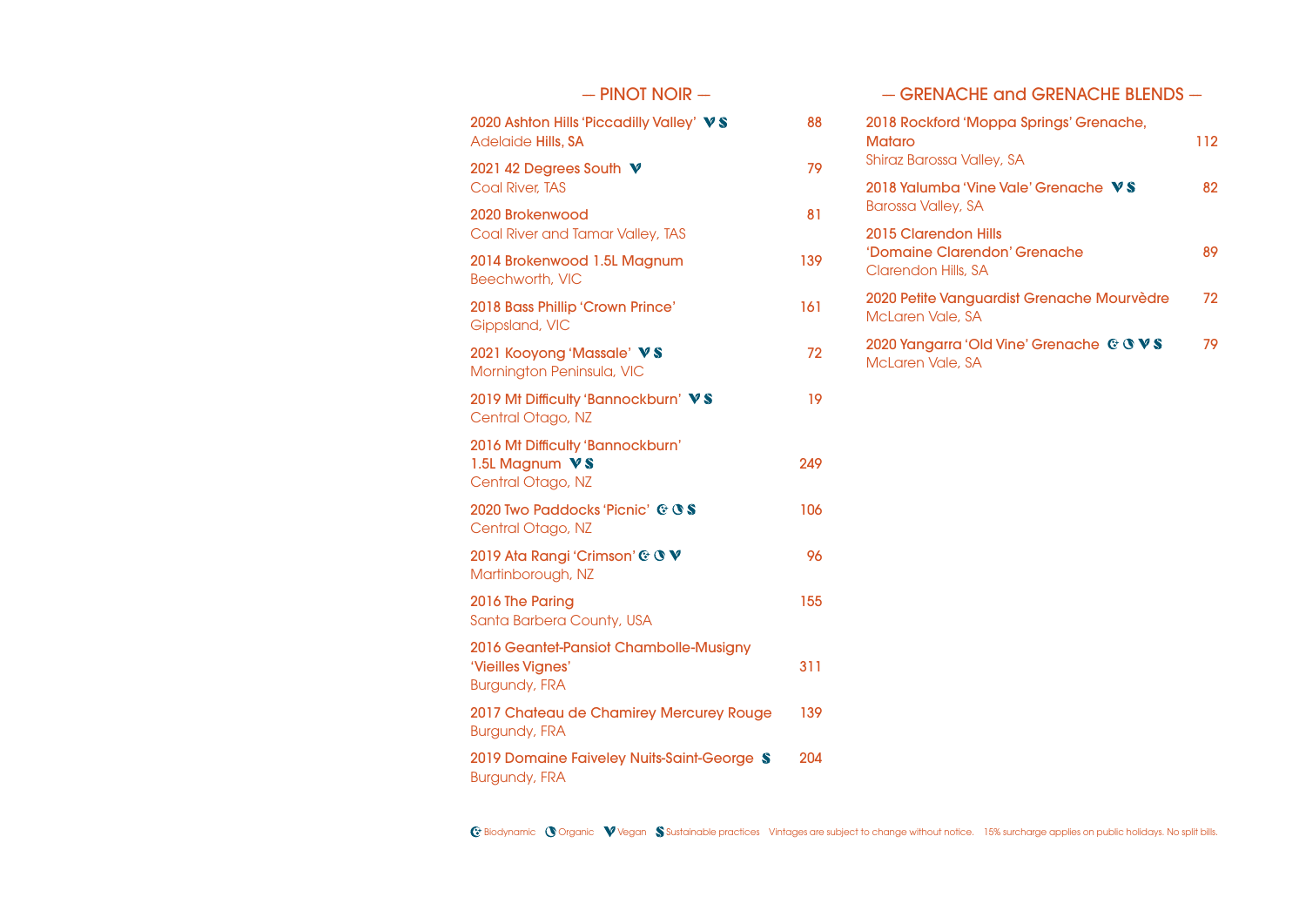## — PINOT NOIR —

2020 Ashton Hills 'Piccadilly Valley' V S — 88
Adelaide Hills, SA

2021 42 Degrees South V — 79
Coal River, TAS

2020 Brokenwood — 81
Coal River and Tamar Valley, TAS

2014 Brokenwood 1.5L Magnum — 139
Beechworth, VIC

2018 Bass Phillip 'Crown Prince' — 161
Gippsland, VIC

2021 Kooyong 'Massale' V S — 72
Mornington Peninsula, VIC

2019 Mt Difficulty 'Bannockburn' V S — 19
Central Otago, NZ

2016 Mt Difficulty 'Bannockburn' 1.5L Magnum V S — 249
Central Otago, NZ

2020 Two Paddocks 'Picnic' B O S — 106
Central Otago, NZ

2019 Ata Rangi 'Crimson' B O V — 96
Martinborough, NZ

2016 The Paring — 155
Santa Barbera County, USA

2016 Geantet-Pansiot Chambolle-Musigny 'Vieilles Vignes' — 311
Burgundy, FRA

2017 Chateau de Chamirey Mercurey Rouge — 139
Burgundy, FRA

2019 Domaine Faiveley Nuits-Saint-George S — 204
Burgundy, FRA

## — GRENACHE and GRENACHE BLENDS —

2018 Rockford 'Moppa Springs' Grenache, Mataro — 112
Shiraz Barossa Valley, SA

2018 Yalumba 'Vine Vale' Grenache V S — 82
Barossa Valley, SA

2015 Clarendon Hills 'Domaine Clarendon' Grenache — 89
Clarendon Hills, SA

2020 Petite Vanguardist Grenache Mourvèdre — 72
McLaren Vale, SA

2020 Yangarra 'Old Vine' Grenache B O V S — 79
McLaren Vale, SA

B Biodynamic O Organic V Vegan S Sustainable practices Vintages are subject to change without notice. 15% surcharge applies on public holidays. No split bills.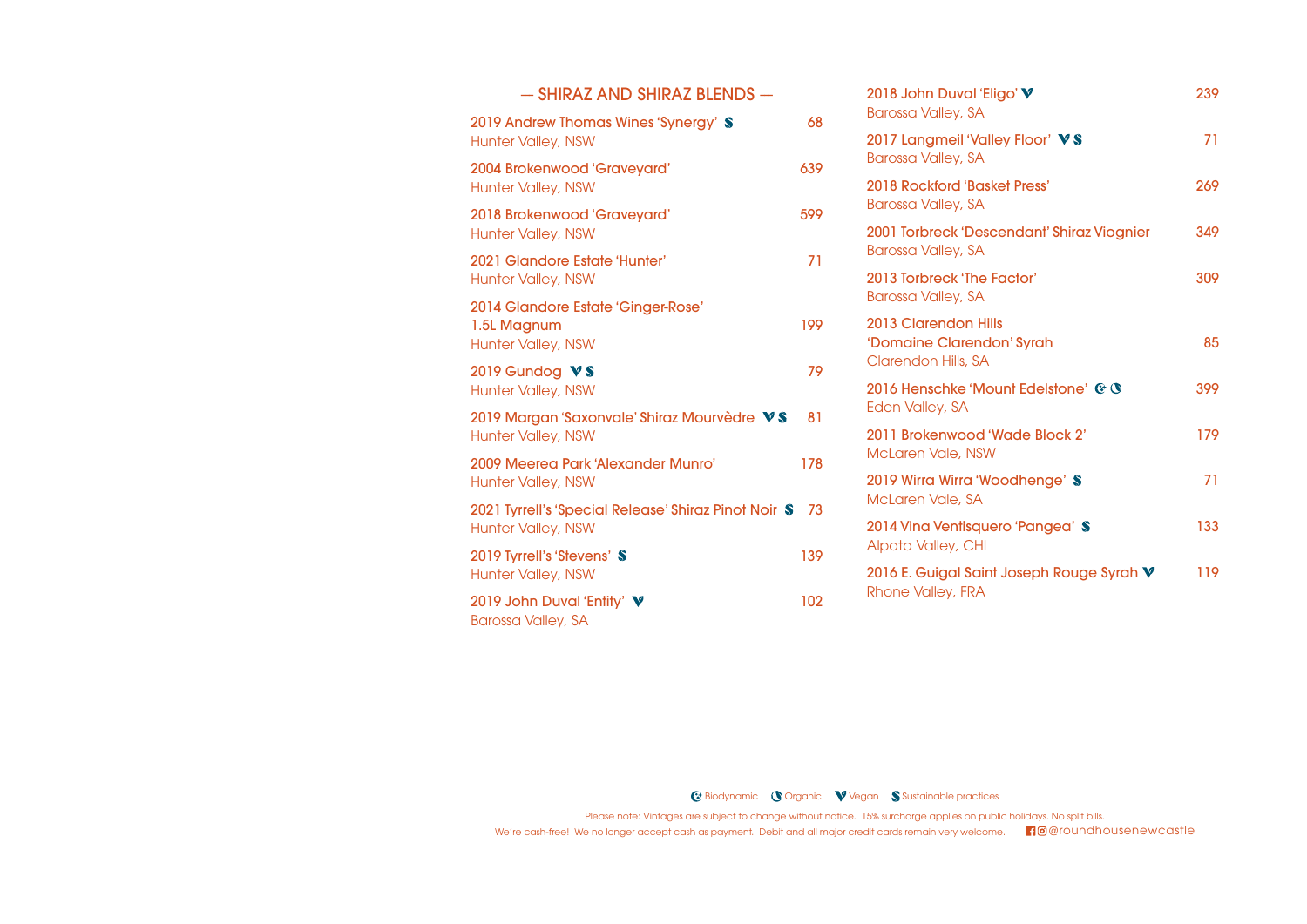## — SHIRAZ AND SHIRAZ BLENDS —

**2019 Andrew Thomas Wines 'Synergy'** S — 68
Hunter Valley, NSW

**2004 Brokenwood 'Graveyard'** — 639
Hunter Valley, NSW

**2018 Brokenwood 'Graveyard'** — 599
Hunter Valley, NSW

**2021 Glandore Estate 'Hunter'** — 71
Hunter Valley, NSW

**2014 Glandore Estate 'Ginger-Rose' 1.5L Magnum** — 199
Hunter Valley, NSW

**2019 Gundog** V S — 79
Hunter Valley, NSW

**2019 Margan 'Saxonvale' Shiraz Mourvèdre** V S — 81
Hunter Valley, NSW

**2009 Meerea Park 'Alexander Munro'** — 178
Hunter Valley, NSW

**2021 Tyrrell's 'Special Release' Shiraz Pinot Noir** S — 73
Hunter Valley, NSW

**2019 Tyrrell's 'Stevens'** S — 139
Hunter Valley, NSW

**2019 John Duval 'Entity'** V — 102
Barossa Valley, SA

**2018 John Duval 'Eligo'** V — 239
Barossa Valley, SA

**2017 Langmeil 'Valley Floor'** V S — 71
Barossa Valley, SA

**2018 Rockford 'Basket Press'** — 269
Barossa Valley, SA

**2001 Torbreck 'Descendant' Shiraz Viognier** — 349
Barossa Valley, SA

**2013 Torbreck 'The Factor'** — 309
Barossa Valley, SA

**2013 Clarendon Hills 'Domaine Clarendon' Syrah** — 85
Clarendon Hills, SA

**2016 Henschke 'Mount Edelstone'** B O — 399
Eden Valley, SA

**2011 Brokenwood 'Wade Block 2'** — 179
McLaren Vale, NSW

**2019 Wirra Wirra 'Woodhenge'** S — 71
McLaren Vale, SA

**2014 Vina Ventisquero 'Pangea'** S — 133
Alpata Valley, CHI

**2016 E. Guigal Saint Joseph Rouge Syrah** V — 119
Rhone Valley, FRA

B Biodynamic O Organic V Vegan S Sustainable practices

Please note: Vintages are subject to change without notice. 15% surcharge applies on public holidays. No split bills.
We're cash-free! We no longer accept cash as payment. Debit and all major credit cards remain very welcome. @roundhousenewcastle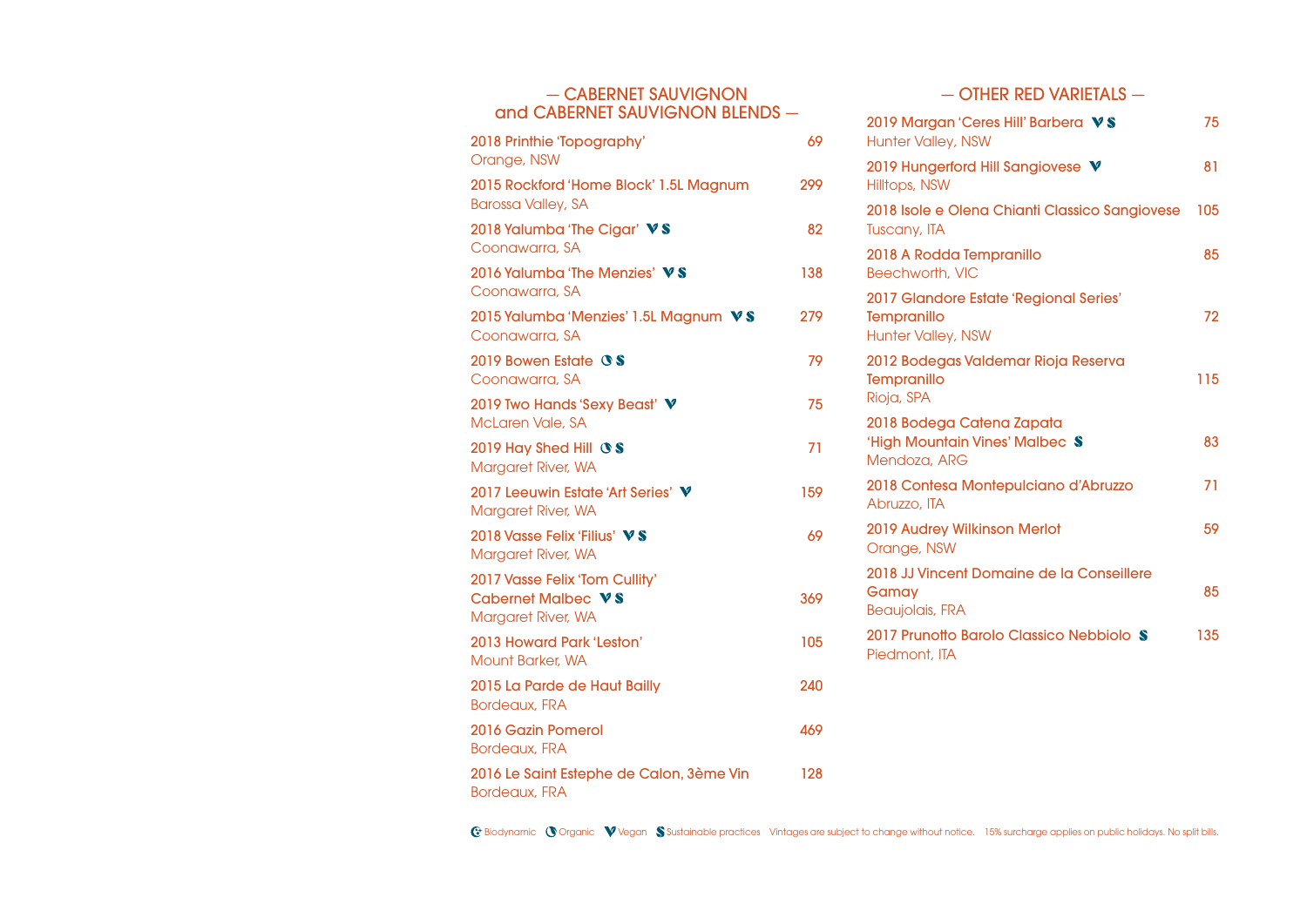## — CABERNET SAUVIGNON and CABERNET SAUVIGNON BLENDS —

**2018 Printhie 'Topography'** — 69
Orange, NSW

**2015 Rockford 'Home Block' 1.5L Magnum** — 299
Barossa Valley, SA

**2018 Yalumba 'The Cigar'** V S — 82
Coonawarra, SA

**2016 Yalumba 'The Menzies'** V S — 138
Coonawarra, SA

**2015 Yalumba 'Menzies' 1.5L Magnum** V S — 279
Coonawarra, SA

**2019 Bowen Estate** O S — 79
Coonawarra, SA

**2019 Two Hands 'Sexy Beast'** V — 75
McLaren Vale, SA

**2019 Hay Shed Hill** O S — 71
Margaret River, WA

**2017 Leeuwin Estate 'Art Series'** V — 159
Margaret River, WA

**2018 Vasse Felix 'Filius'** V S — 69
Margaret River, WA

**2017 Vasse Felix 'Tom Cullity' Cabernet Malbec** V S — 369
Margaret River, WA

**2013 Howard Park 'Leston'** — 105
Mount Barker, WA

**2015 La Parde de Haut Bailly** — 240
Bordeaux, FRA

**2016 Gazin Pomerol** — 469
Bordeaux, FRA

**2016 Le Saint Estephe de Calon, 3ème Vin** — 128
Bordeaux, FRA

## — OTHER RED VARIETALS —

**2019 Margan 'Ceres Hill' Barbera** V S — 75
Hunter Valley, NSW

**2019 Hungerford Hill Sangiovese** V — 81
Hilltops, NSW

**2018 Isole e Olena Chianti Classico Sangiovese** — 105
Tuscany, ITA

**2018 A Rodda Tempranillo** — 85
Beechworth, VIC

**2017 Glandore Estate 'Regional Series' Tempranillo** — 72
Hunter Valley, NSW

**2012 Bodegas Valdemar Rioja Reserva Tempranillo** — 115
Rioja, SPA

**2018 Bodega Catena Zapata 'High Mountain Vines' Malbec** S — 83
Mendoza, ARG

**2018 Contesa Montepulciano d'Abruzzo** — 71
Abruzzo, ITA

**2019 Audrey Wilkinson Merlot** — 59
Orange, NSW

**2018 JJ Vincent Domaine de la Conseillere Gamay** — 85
Beaujolais, FRA

**2017 Prunotto Barolo Classico Nebbiolo** S — 135
Piedmont, ITA

B Biodynamic  O Organic  V Vegan  S Sustainable practices  Vintages are subject to change without notice.  15% surcharge applies on public holidays. No split bills.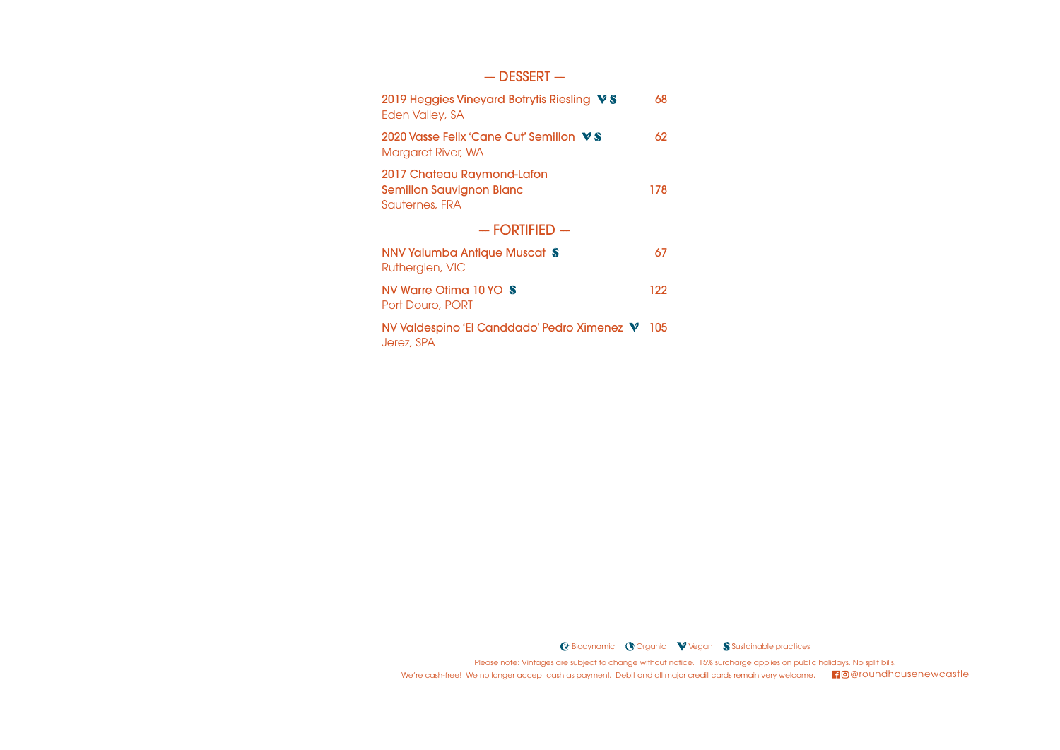## — DESSERT —

**2019 Heggies Vineyard Botrytis Riesling** V S — 68
Eden Valley, SA

**2020 Vasse Felix 'Cane Cut' Semillon** V S — 62
Margaret River, WA

**2017 Chateau Raymond-Lafon Semillon Sauvignon Blanc** — 178
Sauternes, FRA

## — FORTIFIED —

**NNV Yalumba Antique Muscat** S — 67
Rutherglen, VIC

**NV Warre Otima 10 YO** S — 122
Port Douro, PORT

**NV Valdespino 'El Canddado' Pedro Ximenez** V — 105
Jerez, SPA

Biodynamic · Organic · V Vegan · S Sustainable practices

Please note: Vintages are subject to change without notice. 15% surcharge applies on public holidays. No split bills.
We're cash-free! We no longer accept cash as payment. Debit and all major credit cards remain very welcome. @roundhousenewcastle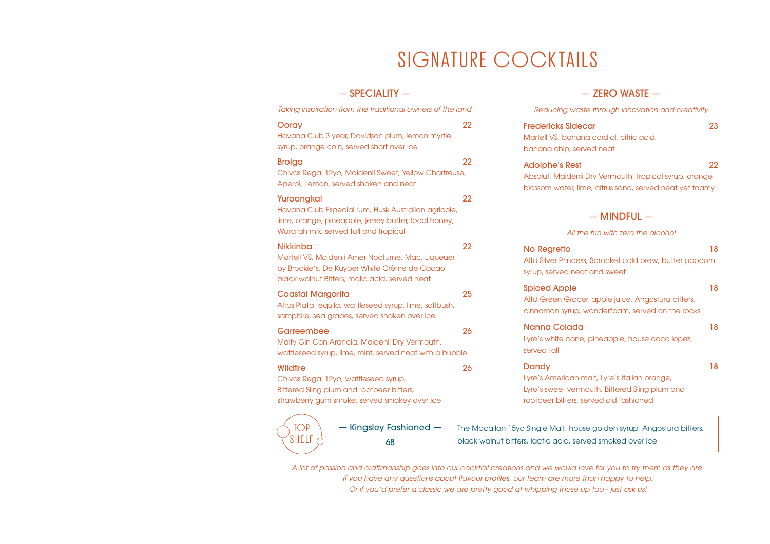# SIGNATURE COCKTAILS

## — SPECIALITY —

*Taking inspiration from the traditional owners of the land*

**Ooray** 22
Havana Club 3 year, Davidson plum, lemon myrtle syrup, orange coin, served short over ice

**Brolga** 22
Chivas Regal 12yo, Maidenii Sweet, Yellow Chartreuse, Aperol, Lemon, served shaken and neat

**Yuroongkal** 22
Havana Club Especial rum, Husk Australian agricole, lime, orange, pineapple, jersey butter, local honey, Waratah mix, served tall and tropical

**Nikkinba** 22
Martell VS, Maidenii Amer Nocturne, Mac. Liqueuer by Brookie's, De Kuyper White Crème de Cacao, black walnut Bitters, malic acid, served neat

**Coastal Margarita** 25
Altos Plata tequila, wattleseed syrup, lime, saltbush, samphire, sea grapes, served shaken over ice

**Garreembee** 26
Malfy Gin Con Arancia, Maidenii Dry Vermouth, wattleseed syrup, lime, mint, served neat with a bubble

**Wildfire** 26
Chivas Regal 12yo, wattleseed syrup, Bittered Sling plum and rootbeer bitters, strawberry gum smoke, served smokey over ice

## — ZERO WASTE —

*Reducing waste through innovation and creativity*

**Fredericks Sidecar** 23
Martell VS, banana cordial, citric acid, banana chip, served neat

**Adolphe's Rest** 22
Absolut, Maidenii Dry Vermouth, tropical syrup, orange blossom water, lime, citrus sand, served neat yet foamy

## — MINDFUL —

*All the fun with zero the alcohol*

**No Regretto** 18
Altd Silver Princess, Sprocket cold brew, butter popcorn syrup, served neat and sweet

**Spiced Apple** 18
Altd Green Grocer, apple juice, Angostura bitters, cinnamon syrup, wonderfoam, served on the rocks

**Nanna Colada** 18
Lyre's white cane, pineapple, house coco lopez, served tall

**Dandy** 18
Lyre's American malt, Lyre's Italian orange, Lyre's sweet vermouth, Bittered Sling plum and rootbeer bitters, served old fashioned

## TOP SHELF

**— Kingsley Fashioned —** 68
The Macallan 15yo Single Malt, house golden syrup, Angostura bitters, black walnut bitters, lactic acid, served smoked over ice

*A lot of passion and craftmanship goes into our cocktail creations and we would love for you to try them as they are. If you have any questions about flavour profiles, our team are more than happy to help. Or if you'd prefer a classic we are pretty good at whipping those up too - just ask us!*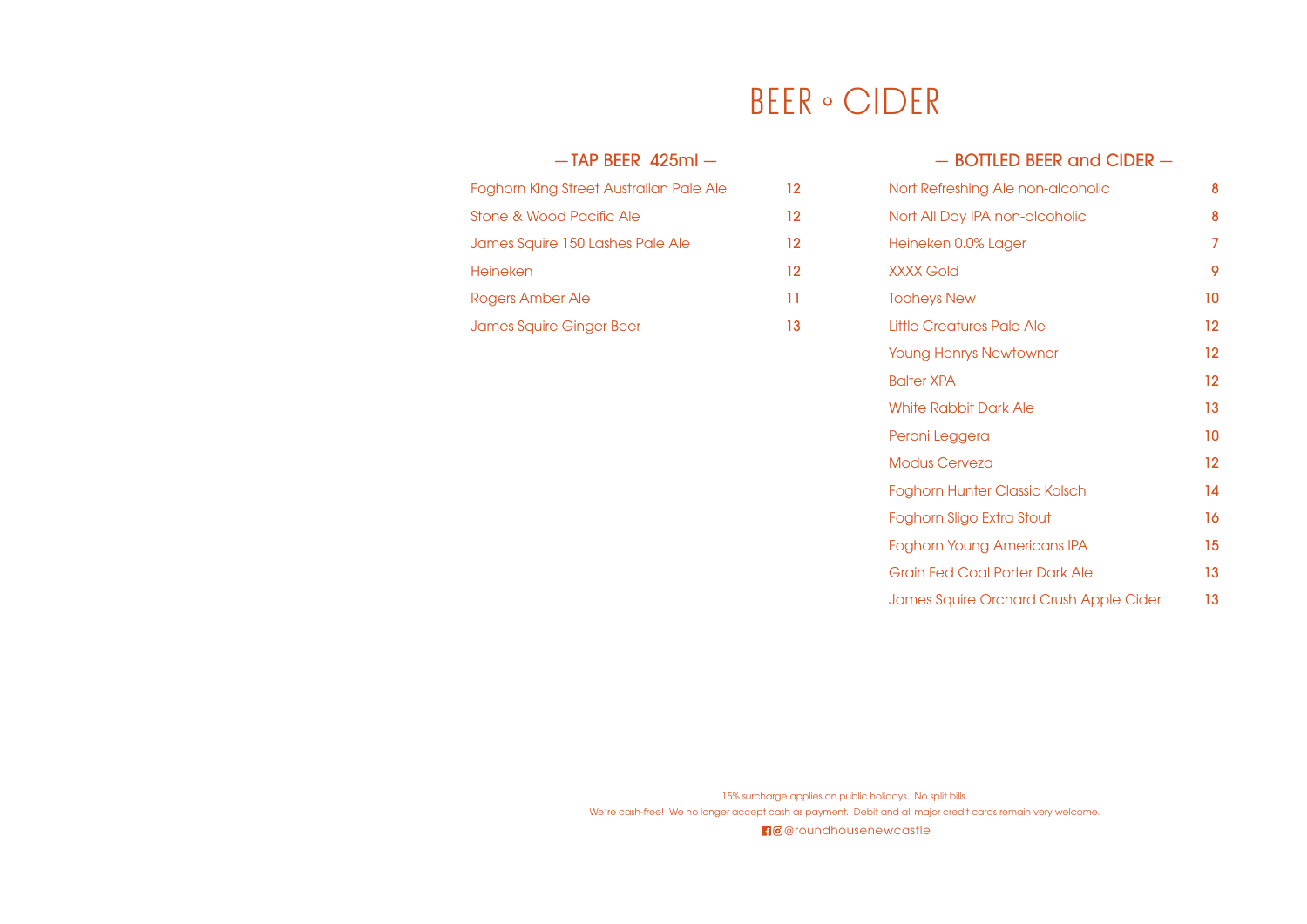# BEER ∘ CIDER

## — TAP BEER 425ml —

| Item | Price |
| --- | --- |
| Foghorn King Street Australian Pale Ale | 12 |
| Stone & Wood Pacific Ale | 12 |
| James Squire 150 Lashes Pale Ale | 12 |
| Heineken | 12 |
| Rogers Amber Ale | 11 |
| James Squire Ginger Beer | 13 |

## — BOTTLED BEER and CIDER —

| Item | Price |
| --- | --- |
| Nort Refreshing Ale non-alcoholic | 8 |
| Nort All Day IPA non-alcoholic | 8 |
| Heineken 0.0% Lager | 7 |
| XXXX Gold | 9 |
| Tooheys New | 10 |
| Little Creatures Pale Ale | 12 |
| Young Henrys Newtowner | 12 |
| Balter XPA | 12 |
| White Rabbit Dark Ale | 13 |
| Peroni Leggera | 10 |
| Modus Cerveza | 12 |
| Foghorn Hunter Classic Kolsch | 14 |
| Foghorn Sligo Extra Stout | 16 |
| Foghorn Young Americans IPA | 15 |
| Grain Fed Coal Porter Dark Ale | 13 |
| James Squire Orchard Crush Apple Cider | 13 |

15% surcharge applies on public holidays. No split bills.

We're cash-free! We no longer accept cash as payment. Debit and all major credit cards remain very welcome.

@roundhousenewcastle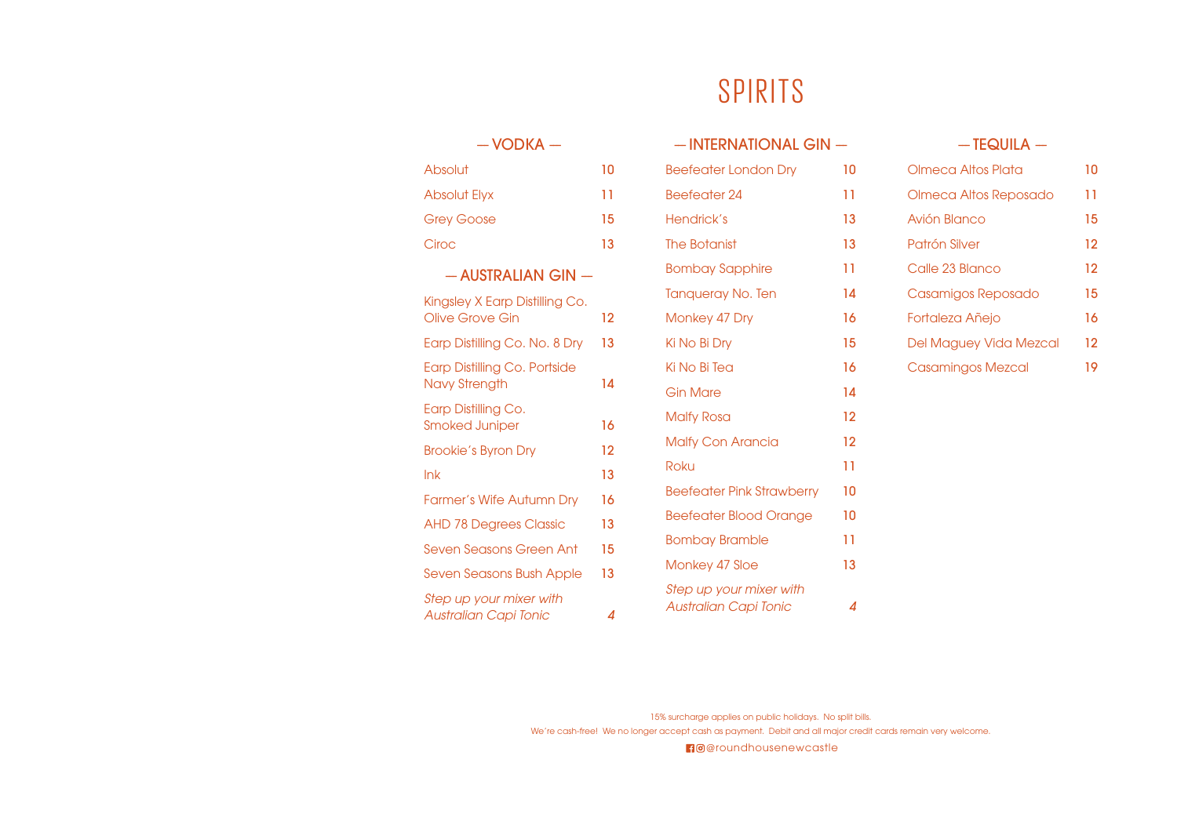# SPIRITS

## — VODKA —

| | |
|---|---|
| Absolut | 10 |
| Absolut Elyx | 11 |
| Grey Goose | 15 |
| Ciroc | 13 |

## — AUSTRALIAN GIN —

| | |
|---|---|
| Kingsley X Earp Distilling Co. Olive Grove Gin | 12 |
| Earp Distilling Co. No. 8 Dry | 13 |
| Earp Distilling Co. Portside Navy Strength | 14 |
| Earp Distilling Co. Smoked Juniper | 16 |
| Brookie's Byron Dry | 12 |
| Ink | 13 |
| Farmer's Wife Autumn Dry | 16 |
| AHD 78 Degrees Classic | 13 |
| Seven Seasons Green Ant | 15 |
| Seven Seasons Bush Apple | 13 |
| *Step up your mixer with Australian Capi Tonic* | *4* |

## — INTERNATIONAL GIN —

| | |
|---|---|
| Beefeater London Dry | 10 |
| Beefeater 24 | 11 |
| Hendrick's | 13 |
| The Botanist | 13 |
| Bombay Sapphire | 11 |
| Tanqueray No. Ten | 14 |
| Monkey 47 Dry | 16 |
| Ki No Bi Dry | 15 |
| Ki No Bi Tea | 16 |
| Gin Mare | 14 |
| Malfy Rosa | 12 |
| Malfy Con Arancia | 12 |
| Roku | 11 |
| Beefeater Pink Strawberry | 10 |
| Beefeater Blood Orange | 10 |
| Bombay Bramble | 11 |
| Monkey 47 Sloe | 13 |
| *Step up your mixer with Australian Capi Tonic* | *4* |

## — TEQUILA —

| | |
|---|---|
| Olmeca Altos Plata | 10 |
| Olmeca Altos Reposado | 11 |
| Avión Blanco | 15 |
| Patrón Silver | 12 |
| Calle 23 Blanco | 12 |
| Casamigos Reposado | 15 |
| Fortaleza Añejo | 16 |
| Del Maguey Vida Mezcal | 12 |
| Casamingos Mezcal | 19 |

15% surcharge applies on public holidays. No split bills.

We're cash-free! We no longer accept cash as payment. Debit and all major credit cards remain very welcome.

@roundhousenewcastle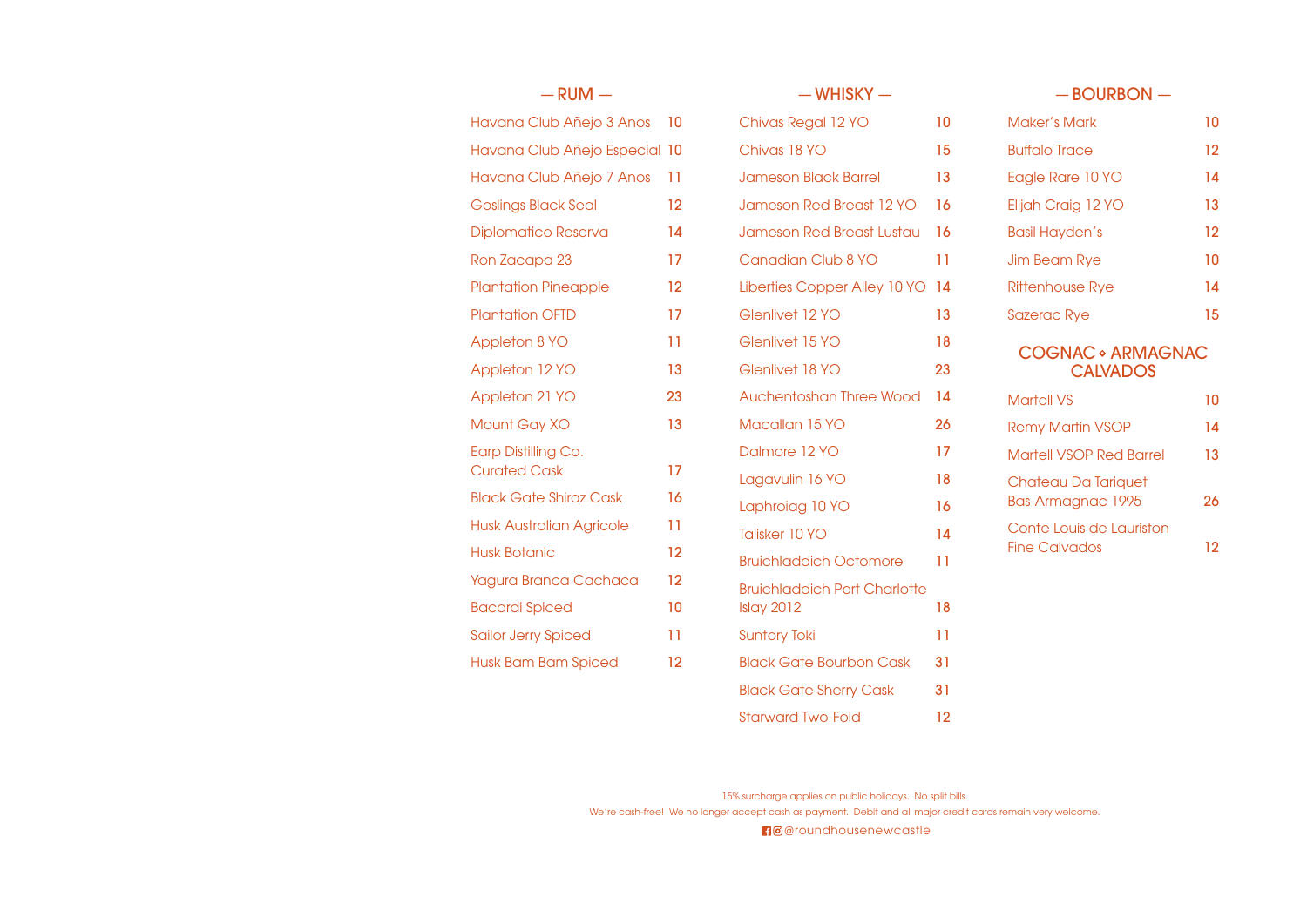## — RUM —

| Item | Price |
| --- | --- |
| Havana Club Añejo 3 Anos | 10 |
| Havana Club Añejo Especial | 10 |
| Havana Club Añejo 7 Anos | 11 |
| Goslings Black Seal | 12 |
| Diplomatico Reserva | 14 |
| Ron Zacapa 23 | 17 |
| Plantation Pineapple | 12 |
| Plantation OFTD | 17 |
| Appleton 8 YO | 11 |
| Appleton 12 YO | 13 |
| Appleton 21 YO | 23 |
| Mount Gay XO | 13 |
| Earp Distilling Co. Curated Cask | 17 |
| Black Gate Shiraz Cask | 16 |
| Husk Australian Agricole | 11 |
| Husk Botanic | 12 |
| Yagura Branca Cachaca | 12 |
| Bacardi Spiced | 10 |
| Sailor Jerry Spiced | 11 |
| Husk Bam Bam Spiced | 12 |

## — WHISKY —

| Item | Price |
| --- | --- |
| Chivas Regal 12 YO | 10 |
| Chivas 18 YO | 15 |
| Jameson Black Barrel | 13 |
| Jameson Red Breast 12 YO | 16 |
| Jameson Red Breast Lustau | 16 |
| Canadian Club 8 YO | 11 |
| Liberties Copper Alley 10 YO | 14 |
| Glenlivet 12 YO | 13 |
| Glenlivet 15 YO | 18 |
| Glenlivet 18 YO | 23 |
| Auchentoshan Three Wood | 14 |
| Macallan 15 YO | 26 |
| Dalmore 12 YO | 17 |
| Lagavulin 16 YO | 18 |
| Laphroiag 10 YO | 16 |
| Talisker 10 YO | 14 |
| Bruichladdich Octomore | 11 |
| Bruichladdich Port Charlotte Islay 2012 | 18 |
| Suntory Toki | 11 |
| Black Gate Bourbon Cask | 31 |
| Black Gate Sherry Cask | 31 |
| Starward Two-Fold | 12 |

## — BOURBON —

| Item | Price |
| --- | --- |
| Maker's Mark | 10 |
| Buffalo Trace | 12 |
| Eagle Rare 10 YO | 14 |
| Elijah Craig 12 YO | 13 |
| Basil Hayden's | 12 |
| Jim Beam Rye | 10 |
| Rittenhouse Rye | 14 |
| Sazerac Rye | 15 |

## COGNAC ⋄ ARMAGNAC CALVADOS

| Item | Price |
| --- | --- |
| Martell VS | 10 |
| Remy Martin VSOP | 14 |
| Martell VSOP Red Barrel | 13 |
| Chateau Da Tariquet Bas-Armagnac 1995 | 26 |
| Conte Louis de Lauriston Fine Calvados | 12 |

15% surcharge applies on public holidays. No split bills.

We're cash-free! We no longer accept cash as payment. Debit and all major credit cards remain very welcome.

@roundhousenewcastle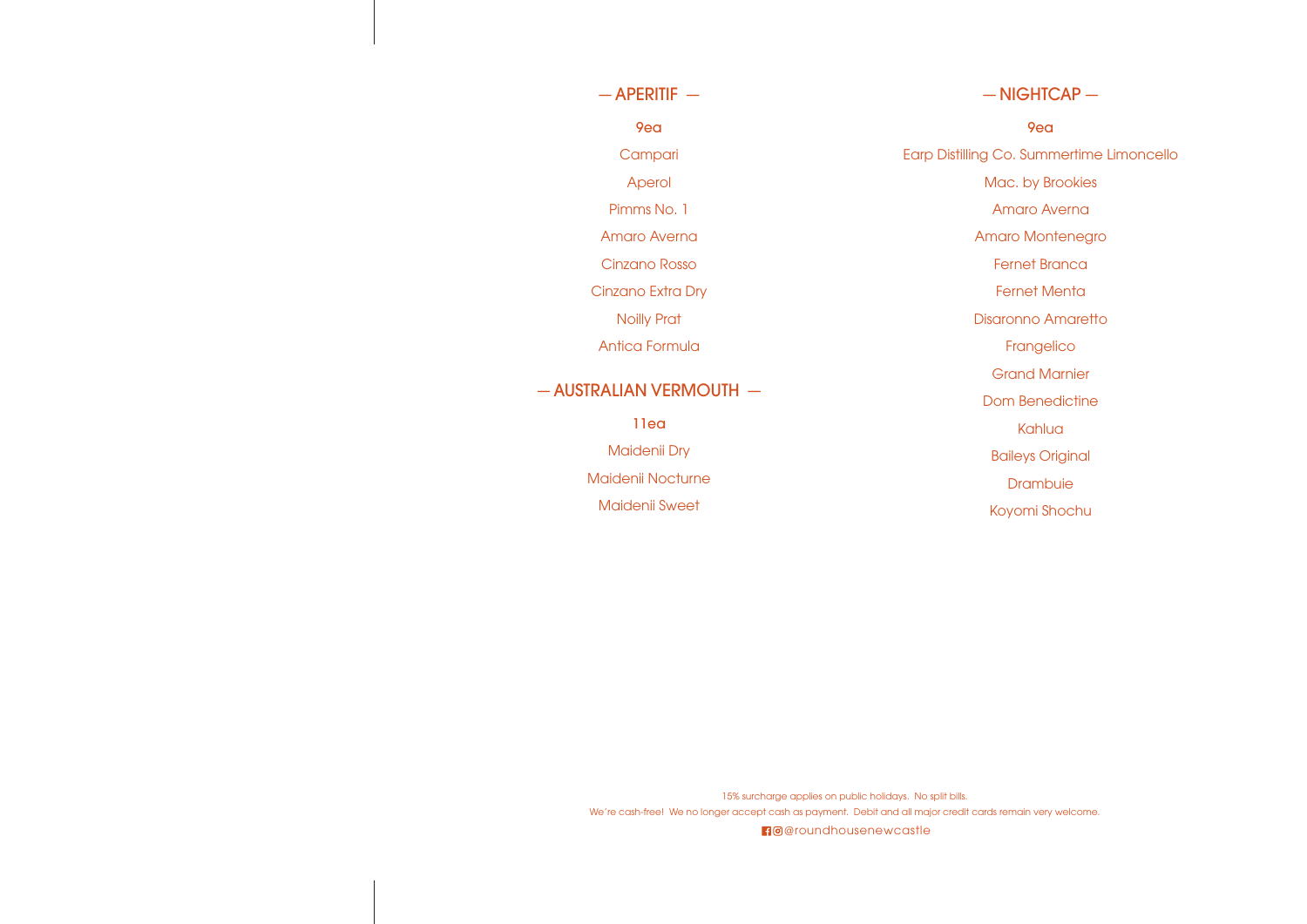## — APERITIF —

**9ea**

Campari

Aperol

Pimms No. 1

Amaro Averna

Cinzano Rosso

Cinzano Extra Dry

Noilly Prat

Antica Formula

## — AUSTRALIAN VERMOUTH —

**11ea**

Maidenii Dry

Maidenii Nocturne

Maidenii Sweet

## — NIGHTCAP —

**9ea**

Earp Distilling Co. Summertime Limoncello

Mac. by Brookies

Amaro Averna

Amaro Montenegro

Fernet Branca

Fernet Menta

Disaronno Amaretto

Frangelico

Grand Marnier

Dom Benedictine

Kahlua

Baileys Original

Drambuie

Koyomi Shochu

15% surcharge applies on public holidays. No split bills.

We're cash-free! We no longer accept cash as payment. Debit and all major credit cards remain very welcome.

@roundhousenewcastle